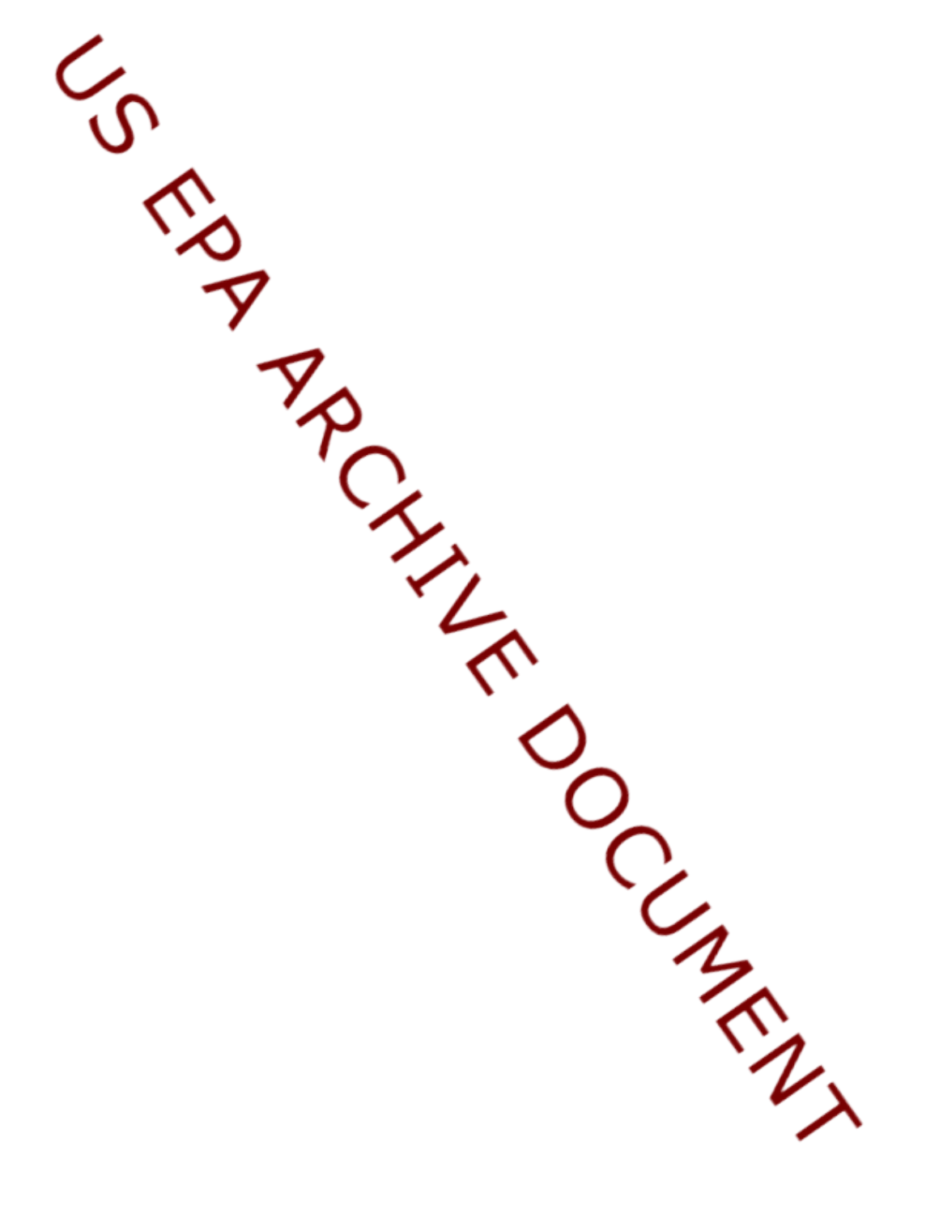US EPA ARCHIVE DOCUMENT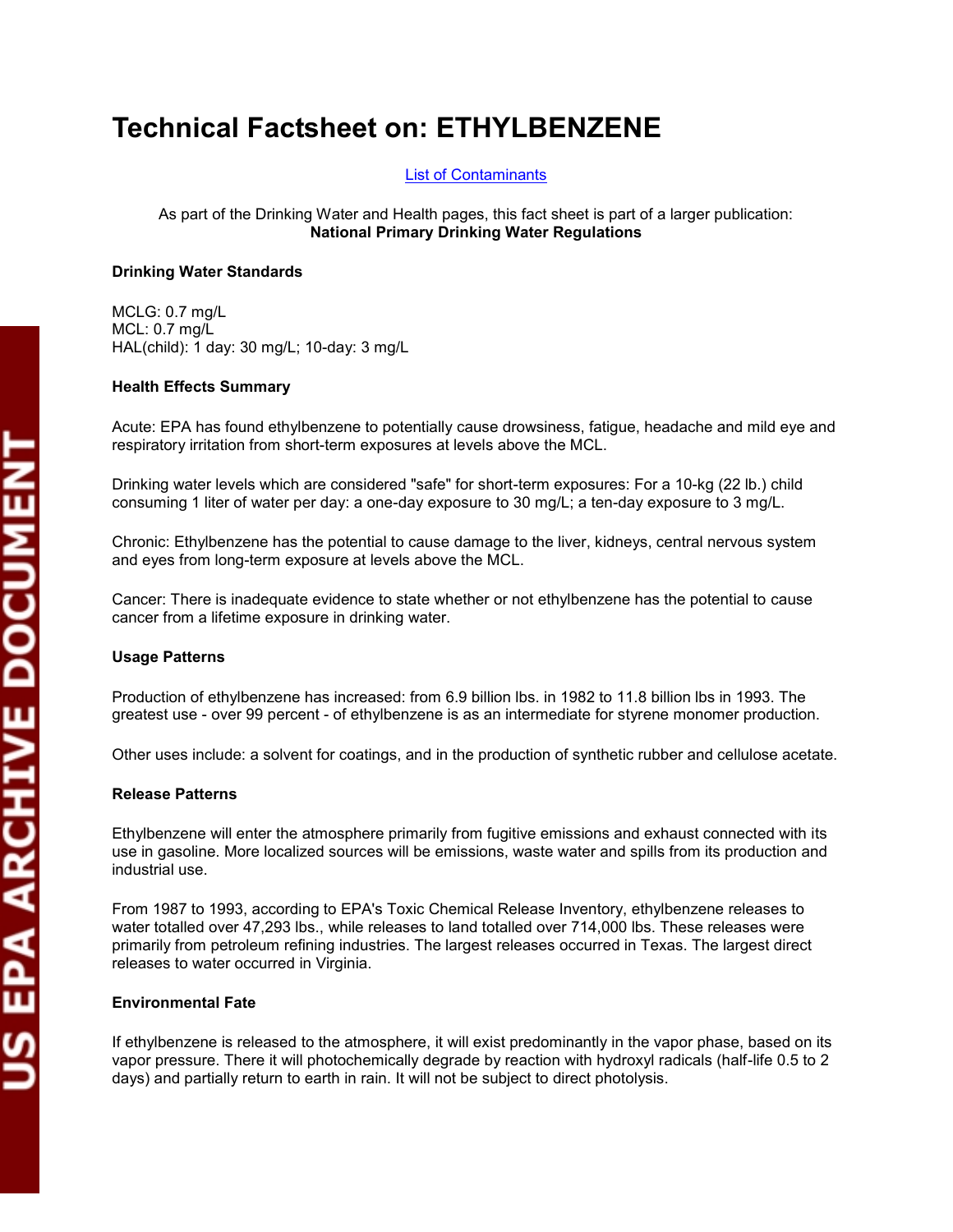# Technical Factsheet on: ETHYLBENZENE

[List of Contaminants]

As part of the Drinking Water and Health pages, this fact sheet is part of a larger publication: **National Primary Drinking Water Regulations**

**Drinking Water Standards**

MCLG: 0.7 mg/L
MCL: 0.7 mg/L
HAL(child): 1 day: 30 mg/L; 10-day: 3 mg/L

**Health Effects Summary**

Acute: EPA has found ethylbenzene to potentially cause drowsiness, fatigue, headache and mild eye and respiratory irritation from short-term exposures at levels above the MCL.

Drinking water levels which are considered "safe" for short-term exposures: For a 10-kg (22 lb.) child consuming 1 liter of water per day: a one-day exposure to 30 mg/L; a ten-day exposure to 3 mg/L.

Chronic: Ethylbenzene has the potential to cause damage to the liver, kidneys, central nervous system and eyes from long-term exposure at levels above the MCL.

Cancer: There is inadequate evidence to state whether or not ethylbenzene has the potential to cause cancer from a lifetime exposure in drinking water.

**Usage Patterns**

Production of ethylbenzene has increased: from 6.9 billion lbs. in 1982 to 11.8 billion lbs in 1993. The greatest use - over 99 percent - of ethylbenzene is as an intermediate for styrene monomer production.

Other uses include: a solvent for coatings, and in the production of synthetic rubber and cellulose acetate.

**Release Patterns**

Ethylbenzene will enter the atmosphere primarily from fugitive emissions and exhaust connected with its use in gasoline. More localized sources will be emissions, waste water and spills from its production and industrial use.

From 1987 to 1993, according to EPA's Toxic Chemical Release Inventory, ethylbenzene releases to water totalled over 47,293 lbs., while releases to land totalled over 714,000 lbs. These releases were primarily from petroleum refining industries. The largest releases occurred in Texas. The largest direct releases to water occurred in Virginia.

**Environmental Fate**

If ethylbenzene is released to the atmosphere, it will exist predominantly in the vapor phase, based on its vapor pressure. There it will photochemically degrade by reaction with hydroxyl radicals (half-life 0.5 to 2 days) and partially return to earth in rain. It will not be subject to direct photolysis.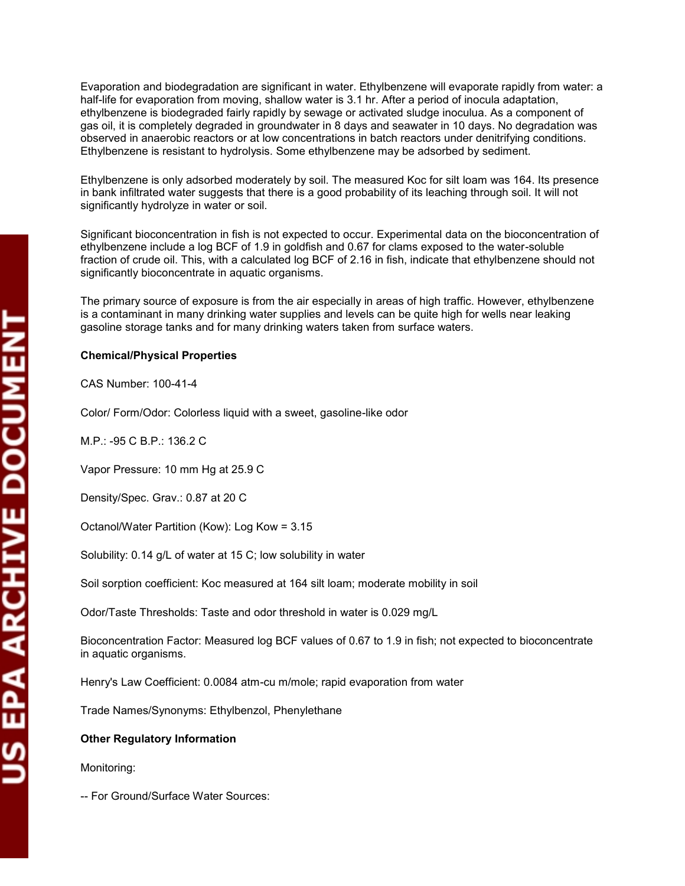Evaporation and biodegradation are significant in water. Ethylbenzene will evaporate rapidly from water: a half-life for evaporation from moving, shallow water is 3.1 hr. After a period of inocula adaptation, ethylbenzene is biodegraded fairly rapidly by sewage or activated sludge inoculua. As a component of gas oil, it is completely degraded in groundwater in 8 days and seawater in 10 days. No degradation was observed in anaerobic reactors or at low concentrations in batch reactors under denitrifying conditions. Ethylbenzene is resistant to hydrolysis. Some ethylbenzene may be adsorbed by sediment.

Ethylbenzene is only adsorbed moderately by soil. The measured Koc for silt loam was 164. Its presence in bank infiltrated water suggests that there is a good probability of its leaching through soil. It will not significantly hydrolyze in water or soil.

Significant bioconcentration in fish is not expected to occur. Experimental data on the bioconcentration of ethylbenzene include a log BCF of 1.9 in goldfish and 0.67 for clams exposed to the water-soluble fraction of crude oil. This, with a calculated log BCF of 2.16 in fish, indicate that ethylbenzene should not significantly bioconcentrate in aquatic organisms.

The primary source of exposure is from the air especially in areas of high traffic. However, ethylbenzene is a contaminant in many drinking water supplies and levels can be quite high for wells near leaking gasoline storage tanks and for many drinking waters taken from surface waters.

**Chemical/Physical Properties**

CAS Number: 100-41-4

Color/ Form/Odor: Colorless liquid with a sweet, gasoline-like odor

M.P.: -95 C B.P.: 136.2 C

Vapor Pressure: 10 mm Hg at 25.9 C

Density/Spec. Grav.: 0.87 at 20 C

Octanol/Water Partition (Kow): Log Kow = 3.15

Solubility: 0.14 g/L of water at 15 C; low solubility in water

Soil sorption coefficient: Koc measured at 164 silt loam; moderate mobility in soil

Odor/Taste Thresholds: Taste and odor threshold in water is 0.029 mg/L

Bioconcentration Factor: Measured log BCF values of 0.67 to 1.9 in fish; not expected to bioconcentrate in aquatic organisms.

Henry's Law Coefficient: 0.0084 atm-cu m/mole; rapid evaporation from water

Trade Names/Synonyms: Ethylbenzol, Phenylethane

**Other Regulatory Information**

Monitoring:

-- For Ground/Surface Water Sources: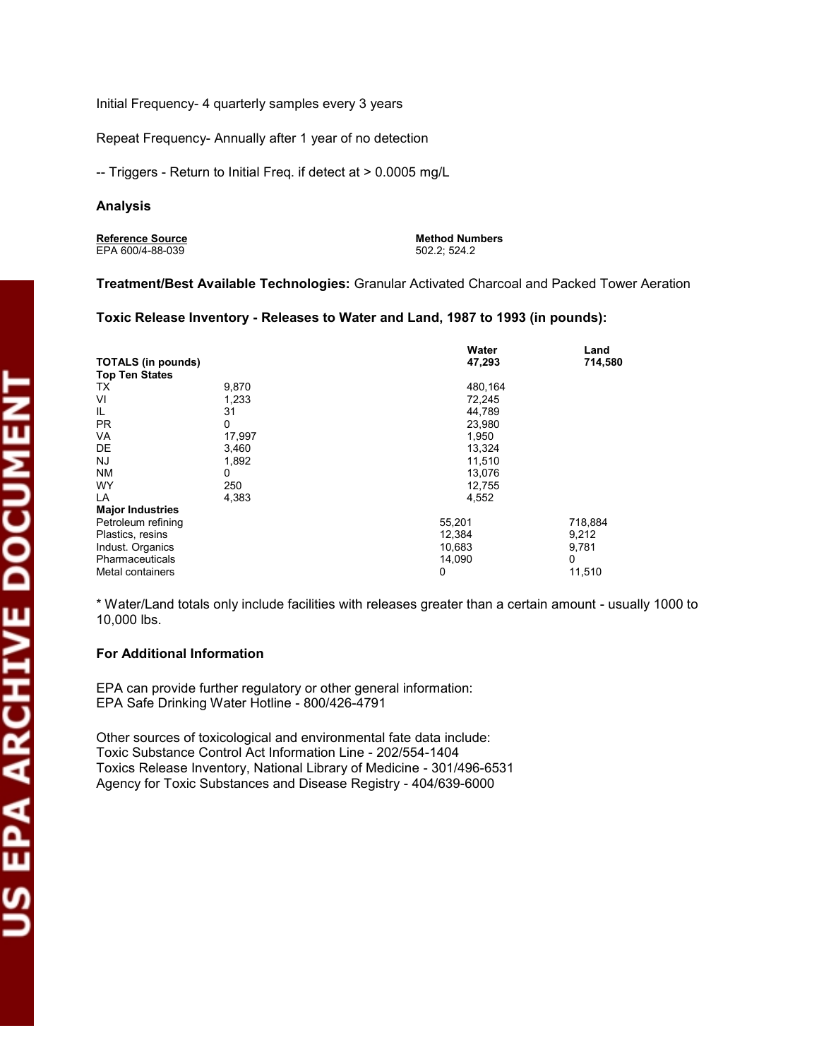Initial Frequency- 4 quarterly samples every 3 years

Repeat Frequency- Annually after 1 year of no detection

-- Triggers - Return to Initial Freq. if detect at > 0.0005 mg/L

### Analysis

| Reference Source | Method Numbers |
|---|---|
| EPA 600/4-88-039 | 502.2; 524.2 |

**Treatment/Best Available Technologies:** Granular Activated Charcoal and Packed Tower Aeration

**Toxic Release Inventory - Releases to Water and Land, 1987 to 1993 (in pounds):**

| | | Water | Land |
|---|---|---|---|
| **TOTALS (in pounds)** | | **47,293** | **714,580** |
| **Top Ten States** | | | |
| TX | 9,870 | 480,164 | |
| VI | 1,233 | 72,245 | |
| IL | 31 | 44,789 | |
| PR | 0 | 23,980 | |
| VA | 17,997 | 1,950 | |
| DE | 3,460 | 13,324 | |
| NJ | 1,892 | 11,510 | |
| NM | 0 | 13,076 | |
| WY | 250 | 12,755 | |
| LA | 4,383 | 4,552 | |
| **Major Industries** | | | |
| Petroleum refining | | 55,201 | 718,884 |
| Plastics, resins | | 12,384 | 9,212 |
| Indust. Organics | | 10,683 | 9,781 |
| Pharmaceuticals | | 14,090 | 0 |
| Metal containers | | 0 | 11,510 |

* Water/Land totals only include facilities with releases greater than a certain amount - usually 1000 to 10,000 lbs.

### For Additional Information

EPA can provide further regulatory or other general information:
EPA Safe Drinking Water Hotline - 800/426-4791

Other sources of toxicological and environmental fate data include:
Toxic Substance Control Act Information Line - 202/554-1404
Toxics Release Inventory, National Library of Medicine - 301/496-6531
Agency for Toxic Substances and Disease Registry - 404/639-6000